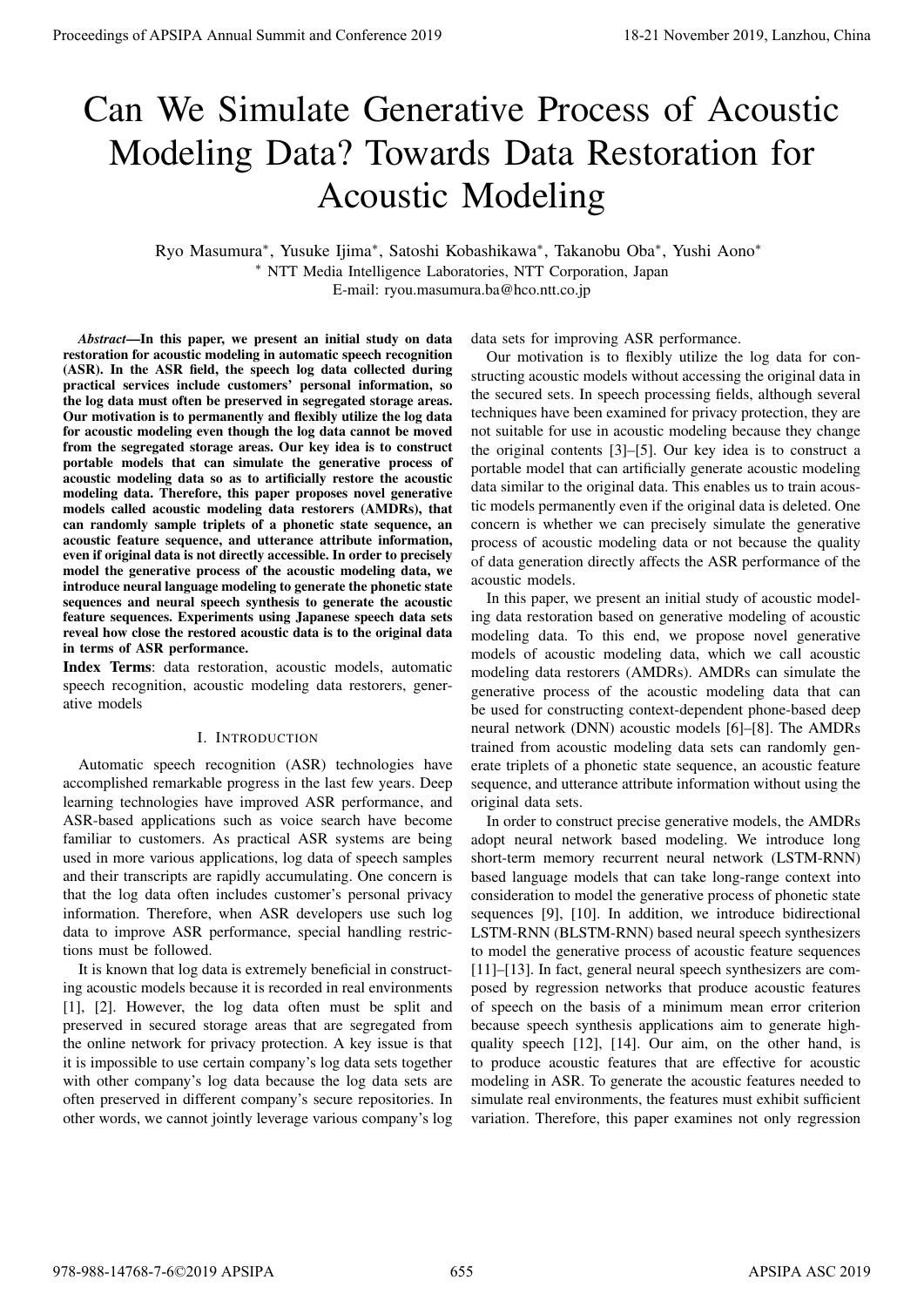# Can We Simulate Generative Process of Acoustic Modeling Data? Towards Data Restoration for Acoustic Modeling

Ryo Masumura*, Yusuke Ijima*, Satoshi Kobashikawa*, Takanobu Oba*, Yushi Aono*

* NTT Media Intelligence Laboratories, NTT Corporation, Japan

E-mail: ryou.masumura.ba@hco.ntt.co.jp

***Abstract*—In this paper, we present an initial study on data restoration for acoustic modeling in automatic speech recognition (ASR). In the ASR field, the speech log data collected during practical services include customers' personal information, so the log data must often be preserved in segregated storage areas. Our motivation is to permanently and flexibly utilize the log data for acoustic modeling even though the log data cannot be moved from the segregated storage areas. Our key idea is to construct portable models that can simulate the generative process of acoustic modeling data so as to artificially restore the acoustic modeling data. Therefore, this paper proposes novel generative models called acoustic modeling data restorers (AMDRs), that can randomly sample triplets of a phonetic state sequence, an acoustic feature sequence, and utterance attribute information, even if original data is not directly accessible. In order to precisely model the generative process of the acoustic modeling data, we introduce neural language modeling to generate the phonetic state sequences and neural speech synthesis to generate the acoustic feature sequences. Experiments using Japanese speech data sets reveal how close the restored acoustic data is to the original data in terms of ASR performance.**

**Index Terms**: data restoration, acoustic models, automatic speech recognition, acoustic modeling data restorers, generative models

## I. Introduction

Automatic speech recognition (ASR) technologies have accomplished remarkable progress in the last few years. Deep learning technologies have improved ASR performance, and ASR-based applications such as voice search have become familiar to customers. As practical ASR systems are being used in more various applications, log data of speech samples and their transcripts are rapidly accumulating. One concern is that the log data often includes customer's personal privacy information. Therefore, when ASR developers use such log data to improve ASR performance, special handling restrictions must be followed.

It is known that log data is extremely beneficial in constructing acoustic models because it is recorded in real environments [1], [2]. However, the log data often must be split and preserved in secured storage areas that are segregated from the online network for privacy protection. A key issue is that it is impossible to use certain company's log data sets together with other company's log data because the log data sets are often preserved in different company's secure repositories. In other words, we cannot jointly leverage various company's log data sets for improving ASR performance.

Our motivation is to flexibly utilize the log data for constructing acoustic models without accessing the original data in the secured sets. In speech processing fields, although several techniques have been examined for privacy protection, they are not suitable for use in acoustic modeling because they change the original contents [3]–[5]. Our key idea is to construct a portable model that can artificially generate acoustic modeling data similar to the original data. This enables us to train acoustic models permanently even if the original data is deleted. One concern is whether we can precisely simulate the generative process of acoustic modeling data or not because the quality of data generation directly affects the ASR performance of the acoustic models.

In this paper, we present an initial study of acoustic modeling data restoration based on generative modeling of acoustic modeling data. To this end, we propose novel generative models of acoustic modeling data, which we call acoustic modeling data restorers (AMDRs). AMDRs can simulate the generative process of the acoustic modeling data that can be used for constructing context-dependent phone-based deep neural network (DNN) acoustic models [6]–[8]. The AMDRs trained from acoustic modeling data sets can randomly generate triplets of a phonetic state sequence, an acoustic feature sequence, and utterance attribute information without using the original data sets.

In order to construct precise generative models, the AMDRs adopt neural network based modeling. We introduce long short-term memory recurrent neural network (LSTM-RNN) based language models that can take long-range context into consideration to model the generative process of phonetic state sequences [9], [10]. In addition, we introduce bidirectional LSTM-RNN (BLSTM-RNN) based neural speech synthesizers to model the generative process of acoustic feature sequences [11]–[13]. In fact, general neural speech synthesizers are composed by regression networks that produce acoustic features of speech on the basis of a minimum mean error criterion because speech synthesis applications aim to generate high-quality speech [12], [14]. Our aim, on the other hand, is to produce acoustic features that are effective for acoustic modeling in ASR. To generate the acoustic features needed to simulate real environments, the features must exhibit sufficient variation. Therefore, this paper examines not only regression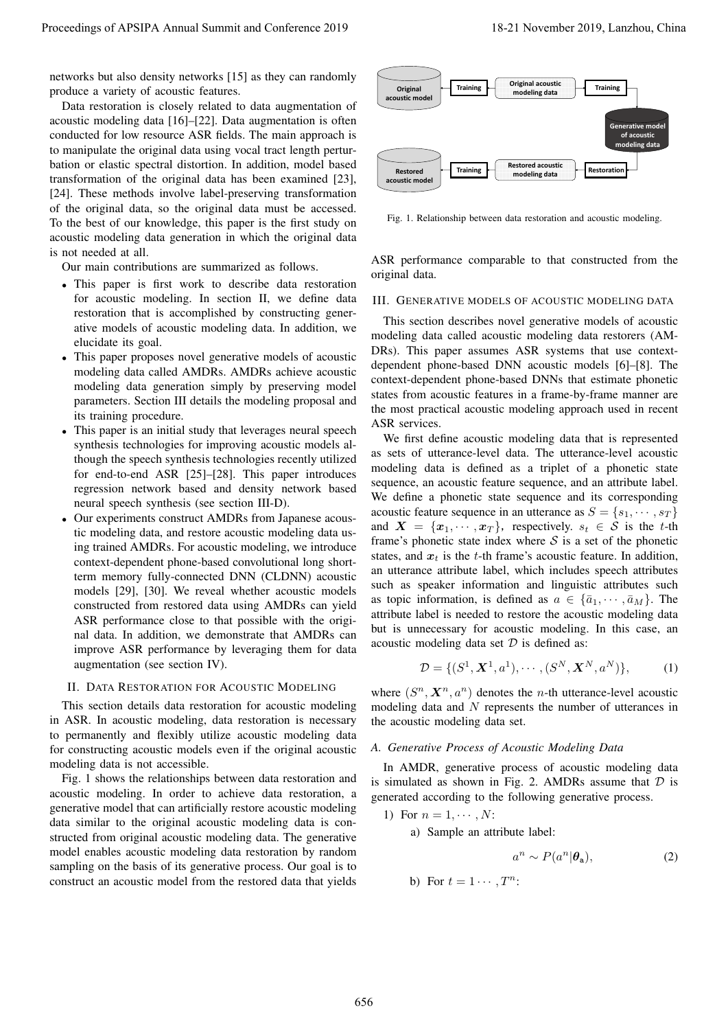networks but also density networks [15] as they can randomly produce a variety of acoustic features.

Data restoration is closely related to data augmentation of acoustic modeling data [16]–[22]. Data augmentation is often conducted for low resource ASR fields. The main approach is to manipulate the original data using vocal tract length perturbation or elastic spectral distortion. In addition, model based transformation of the original data has been examined [23], [24]. These methods involve label-preserving transformation of the original data, so the original data must be accessed. To the best of our knowledge, this paper is the first study on acoustic modeling data generation in which the original data is not needed at all.

Our main contributions are summarized as follows.

- This paper is first work to describe data restoration for acoustic modeling. In section II, we define data restoration that is accomplished by constructing generative models of acoustic modeling data. In addition, we elucidate its goal.
- This paper proposes novel generative models of acoustic modeling data called AMDRs. AMDRs achieve acoustic modeling data generation simply by preserving model parameters. Section III details the modeling proposal and its training procedure.
- This paper is an initial study that leverages neural speech synthesis technologies for improving acoustic models although the speech synthesis technologies recently utilized for end-to-end ASR [25]–[28]. This paper introduces regression network based and density network based neural speech synthesis (see section III-D).
- Our experiments construct AMDRs from Japanese acoustic modeling data, and restore acoustic modeling data using trained AMDRs. For acoustic modeling, we introduce context-dependent phone-based convolutional long short-term memory fully-connected DNN (CLDNN) acoustic models [29], [30]. We reveal whether acoustic models constructed from restored data using AMDRs can yield ASR performance close to that possible with the original data. In addition, we demonstrate that AMDRs can improve ASR performance by leveraging them for data augmentation (see section IV).

## II. Data Restoration for Acoustic Modeling

This section details data restoration for acoustic modeling in ASR. In acoustic modeling, data restoration is necessary to permanently and flexibly utilize acoustic modeling data for constructing acoustic models even if the original acoustic modeling data is not accessible.

Fig. 1 shows the relationships between data restoration and acoustic modeling. In order to achieve data restoration, a generative model that can artificially restore acoustic modeling data similar to the original acoustic modeling data is constructed from original acoustic modeling data. The generative model enables acoustic modeling data restoration by random sampling on the basis of its generative process. Our goal is to construct an acoustic model from the restored data that yields ASR performance comparable to that constructed from the original data.

Fig. 1. Relationship between data restoration and acoustic modeling.

## III. Generative models of acoustic modeling data

This section describes novel generative models of acoustic modeling data called acoustic modeling data restorers (AMDRs). This paper assumes ASR systems that use context-dependent phone-based DNN acoustic models [6]–[8]. The context-dependent phone-based DNNs that estimate phonetic states from acoustic features in a frame-by-frame manner are the most practical acoustic modeling approach used in recent ASR services.

We first define acoustic modeling data that is represented as sets of utterance-level data. The utterance-level acoustic modeling data is defined as a triplet of a phonetic state sequence, an acoustic feature sequence, and an attribute label. We define a phonetic state sequence and its corresponding acoustic feature sequence in an utterance as $S = \{s_1, \cdots, s_T\}$ and $\boldsymbol{X} = \{\boldsymbol{x}_1, \cdots, \boldsymbol{x}_T\}$, respectively. $s_t \in \mathcal{S}$ is the $t$-th frame's phonetic state index where $\mathcal{S}$ is a set of the phonetic states, and $\boldsymbol{x}_t$ is the $t$-th frame's acoustic feature. In addition, an utterance attribute label, which includes speech attributes such as speaker information and linguistic attributes such as topic information, is defined as $a \in \{\bar{a}_1, \cdots, \bar{a}_M\}$. The attribute label is needed to restore the acoustic modeling data but is unnecessary for acoustic modeling. In this case, an acoustic modeling data set $\mathcal{D}$ is defined as:

$$\mathcal{D} = \{(S^1, \boldsymbol{X}^1, a^1), \cdots, (S^N, \boldsymbol{X}^N, a^N)\}, \tag{1}$$

where $(S^n, \boldsymbol{X}^n, a^n)$ denotes the $n$-th utterance-level acoustic modeling data and $N$ represents the number of utterances in the acoustic modeling data set.

### A. Generative Process of Acoustic Modeling Data

In AMDR, generative process of acoustic modeling data is simulated as shown in Fig. 2. AMDRs assume that $\mathcal{D}$ is generated according to the following generative process.

1) For $n = 1, \cdots, N$:
   a) Sample an attribute label:
   $$a^n \sim P(a^n|\boldsymbol{\theta}_\mathsf{a}), \tag{2}$$
   b) For $t = 1 \cdots, T^n$: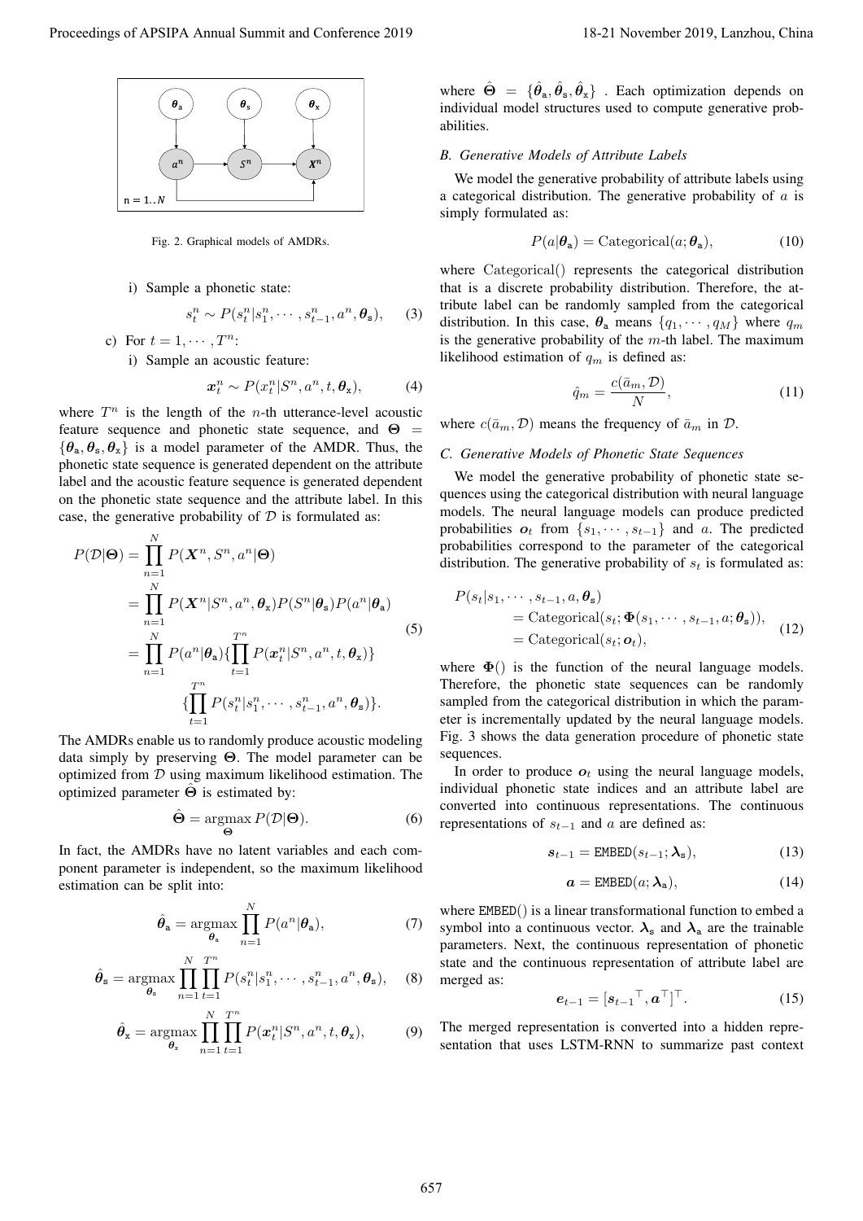Fig. 2. Graphical models of AMDRs.

i) Sample a phonetic state:

$$s_t^n \sim P(s_t^n | s_1^n, \cdots, s_{t-1}^n, a^n, \boldsymbol{\theta}_{\mathtt{s}}), \quad (3)$$

c) For $t = 1, \cdots, T^n$:

i) Sample an acoustic feature:

$$\boldsymbol{x}_t^n \sim P(\boldsymbol{x}_t^n | S^n, a^n, t, \boldsymbol{\theta}_{\mathtt{x}}), \quad (4)$$

where $T^n$ is the length of the $n$-th utterance-level acoustic feature sequence and phonetic state sequence, and $\boldsymbol{\Theta} = \{\boldsymbol{\theta}_{\mathtt{a}}, \boldsymbol{\theta}_{\mathtt{s}}, \boldsymbol{\theta}_{\mathtt{x}}\}$ is a model parameter of the AMDR. Thus, the phonetic state sequence is generated dependent on the attribute label and the acoustic feature sequence is generated dependent on the phonetic state sequence and the attribute label. In this case, the generative probability of $\mathcal{D}$ is formulated as:

$$\begin{aligned}
P(\mathcal{D}|\boldsymbol{\Theta}) &= \prod_{n=1}^{N} P(\boldsymbol{X}^n, S^n, a^n | \boldsymbol{\Theta}) \\
&= \prod_{n=1}^{N} P(\boldsymbol{X}^n | S^n, a^n, \boldsymbol{\theta}_{\mathtt{x}}) P(S^n | \boldsymbol{\theta}_{\mathtt{s}}) P(a^n | \boldsymbol{\theta}_{\mathtt{a}}) \\
&= \prod_{n=1}^{N} P(a^n | \boldsymbol{\theta}_{\mathtt{a}}) \{\prod_{t=1}^{T^n} P(\boldsymbol{x}_t^n | S^n, a^n, t, \boldsymbol{\theta}_{\mathtt{x}})\} \\
&\quad \{\prod_{t=1}^{T^n} P(s_t^n | s_1^n, \cdots, s_{t-1}^n, a^n, \boldsymbol{\theta}_{\mathtt{s}})\}.
\end{aligned} \quad (5)$$

The AMDRs enable us to randomly produce acoustic modeling data simply by preserving $\boldsymbol{\Theta}$. The model parameter can be optimized from $\mathcal{D}$ using maximum likelihood estimation. The optimized parameter $\hat{\boldsymbol{\Theta}}$ is estimated by:

$$\hat{\boldsymbol{\Theta}} = \underset{\boldsymbol{\Theta}}{\mathrm{argmax}}\, P(\mathcal{D}|\boldsymbol{\Theta}). \quad (6)$$

In fact, the AMDRs have no latent variables and each component parameter is independent, so the maximum likelihood estimation can be split into:

$$\hat{\boldsymbol{\theta}}_{\mathtt{a}} = \underset{\boldsymbol{\theta}_{\mathtt{a}}}{\mathrm{argmax}} \prod_{n=1}^{N} P(a^n | \boldsymbol{\theta}_{\mathtt{a}}), \quad (7)$$

$$\hat{\boldsymbol{\theta}}_{\mathtt{s}} = \underset{\boldsymbol{\theta}_{\mathtt{s}}}{\mathrm{argmax}} \prod_{n=1}^{N} \prod_{t=1}^{T^n} P(s_t^n | s_1^n, \cdots, s_{t-1}^n, a^n, \boldsymbol{\theta}_{\mathtt{s}}), \quad (8)$$

$$\hat{\boldsymbol{\theta}}_{\mathtt{x}} = \underset{\boldsymbol{\theta}_{\mathtt{x}}}{\mathrm{argmax}} \prod_{n=1}^{N} \prod_{t=1}^{T^n} P(\boldsymbol{x}_t^n | S^n, a^n, t, \boldsymbol{\theta}_{\mathtt{x}}), \quad (9)$$

where $\hat{\boldsymbol{\Theta}} = \{\hat{\boldsymbol{\theta}}_{\mathtt{a}}, \hat{\boldsymbol{\theta}}_{\mathtt{s}}, \hat{\boldsymbol{\theta}}_{\mathtt{x}}\}$ . Each optimization depends on individual model structures used to compute generative probabilities.

### B. Generative Models of Attribute Labels

We model the generative probability of attribute labels using a categorical distribution. The generative probability of $a$ is simply formulated as:

$$P(a|\boldsymbol{\theta}_{\mathtt{a}}) = \mathrm{Categorical}(a; \boldsymbol{\theta}_{\mathtt{a}}), \quad (10)$$

where $\mathrm{Categorical}()$ represents the categorical distribution that is a discrete probability distribution. Therefore, the attribute label can be randomly sampled from the categorical distribution. In this case, $\boldsymbol{\theta}_{\mathtt{a}}$ means $\{q_1, \cdots, q_M\}$ where $q_m$ is the generative probability of the $m$-th label. The maximum likelihood estimation of $q_m$ is defined as:

$$\hat{q}_m = \frac{c(\bar{a}_m, \mathcal{D})}{N}, \quad (11)$$

where $c(\bar{a}_m, \mathcal{D})$ means the frequency of $\bar{a}_m$ in $\mathcal{D}$.

### C. Generative Models of Phonetic State Sequences

We model the generative probability of phonetic state sequences using the categorical distribution with neural language models. The neural language models can produce predicted probabilities $\boldsymbol{o}_t$ from $\{s_1, \cdots, s_{t-1}\}$ and $a$. The predicted probabilities correspond to the parameter of the categorical distribution. The generative probability of $s_t$ is formulated as:

$$\begin{aligned}
P(s_t | s_1, \cdots, s_{t-1}, a, \boldsymbol{\theta}_{\mathtt{s}}) \\
&= \mathrm{Categorical}(s_t; \boldsymbol{\Phi}(s_1, \cdots, s_{t-1}, a; \boldsymbol{\theta}_{\mathtt{s}})), \\
&= \mathrm{Categorical}(s_t; \boldsymbol{o}_t),
\end{aligned} \quad (12)$$

where $\boldsymbol{\Phi}()$ is the function of the neural language models. Therefore, the phonetic state sequences can be randomly sampled from the categorical distribution in which the parameter is incrementally updated by the neural language models. Fig. 3 shows the data generation procedure of phonetic state sequences.

In order to produce $\boldsymbol{o}_t$ using the neural language models, individual phonetic state indices and an attribute label are converted into continuous representations. The continuous representations of $s_{t-1}$ and $a$ are defined as:

$$\boldsymbol{s}_{t-1} = \mathtt{EMBED}(s_{t-1}; \boldsymbol{\lambda}_{\mathtt{s}}), \quad (13)$$

$$\boldsymbol{a} = \mathtt{EMBED}(a; \boldsymbol{\lambda}_{\mathtt{a}}), \quad (14)$$

where $\mathtt{EMBED}()$ is a linear transformational function to embed a symbol into a continuous vector. $\boldsymbol{\lambda}_{\mathtt{s}}$ and $\boldsymbol{\lambda}_{\mathtt{a}}$ are the trainable parameters. Next, the continuous representation of phonetic state and the continuous representation of attribute label are merged as:

$$\boldsymbol{e}_{t-1} = [\boldsymbol{s}_{t-1}^{\top}, \boldsymbol{a}^{\top}]^{\top}. \quad (15)$$

The merged representation is converted into a hidden representation that uses LSTM-RNN to summarize past context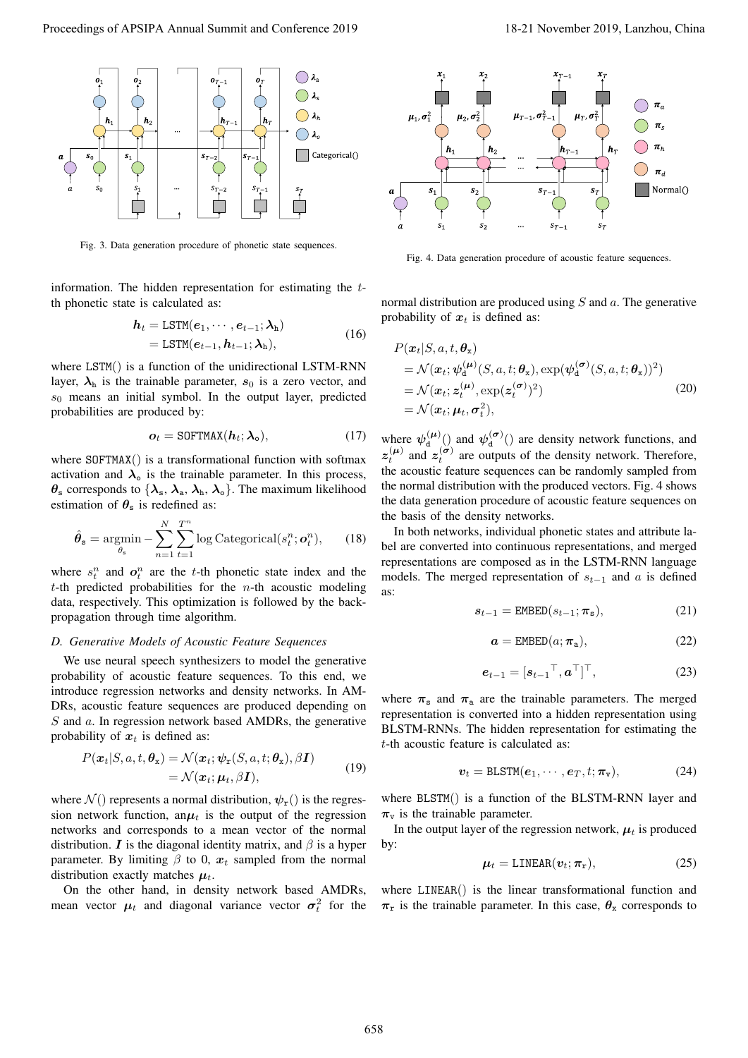Fig. 3. Data generation procedure of phonetic state sequences.

Fig. 4. Data generation procedure of acoustic feature sequences.

information. The hidden representation for estimating the $t$-th phonetic state is calculated as:

$$\begin{aligned} \boldsymbol{h}_t &= \texttt{LSTM}(\boldsymbol{e}_1, \cdots, \boldsymbol{e}_{t-1}; \boldsymbol{\lambda}_{\mathrm{h}}) \\ &= \texttt{LSTM}(\boldsymbol{e}_{t-1}, \boldsymbol{h}_{t-1}; \boldsymbol{\lambda}_{\mathrm{h}}), \end{aligned} \tag{16}$$

where `LSTM()` is a function of the unidirectional LSTM-RNN layer, $\boldsymbol{\lambda}_{\mathrm{h}}$ is the trainable parameter, $\boldsymbol{s}_0$ is a zero vector, and $s_0$ means an initial symbol. In the output layer, predicted probabilities are produced by:

$$\boldsymbol{o}_t = \texttt{SOFTMAX}(\boldsymbol{h}_t; \boldsymbol{\lambda}_{\mathrm{o}}), \tag{17}$$

where `SOFTMAX()` is a transformational function with softmax activation and $\boldsymbol{\lambda}_{\mathrm{o}}$ is the trainable parameter. In this process, $\boldsymbol{\theta}_{\mathrm{s}}$ corresponds to $\{\boldsymbol{\lambda}_{\mathrm{s}}, \boldsymbol{\lambda}_{\mathrm{a}}, \boldsymbol{\lambda}_{\mathrm{h}}, \boldsymbol{\lambda}_{\mathrm{o}}\}$. The maximum likelihood estimation of $\boldsymbol{\theta}_{\mathrm{s}}$ is redefined as:

$$\hat{\boldsymbol{\theta}}_{\mathrm{s}} = \underset{\boldsymbol{\theta}_s}{\operatorname{argmin}} - \sum_{n=1}^{N} \sum_{t=1}^{T^n} \log \mathrm{Categorical}(s_t^n; \boldsymbol{o}_t^n), \tag{18}$$

where $s_t^n$ and $\boldsymbol{o}_t^n$ are the $t$-th phonetic state index and the $t$-th predicted probabilities for the $n$-th acoustic modeling data, respectively. This optimization is followed by the back-propagation through time algorithm.

### *D. Generative Models of Acoustic Feature Sequences*

We use neural speech synthesizers to model the generative probability of acoustic feature sequences. To this end, we introduce regression networks and density networks. In AMDRs, acoustic feature sequences are produced depending on $S$ and $a$. In regression network based AMDRs, the generative probability of $\boldsymbol{x}_t$ is defined as:

$$\begin{aligned} P(\boldsymbol{x}_t | S, a, t, \boldsymbol{\theta}_{\mathrm{x}}) &= \mathcal{N}(\boldsymbol{x}_t; \boldsymbol{\psi}_{\mathrm{r}}(S, a, t; \boldsymbol{\theta}_{\mathrm{x}}), \beta \boldsymbol{I}) \\ &= \mathcal{N}(\boldsymbol{x}_t; \boldsymbol{\mu}_t, \beta \boldsymbol{I}), \end{aligned} \tag{19}$$

where $\mathcal{N}()$ represents a normal distribution, $\boldsymbol{\psi}_{\mathrm{r}}()$ is the regression network function, an$\boldsymbol{\mu}_t$ is the output of the regression networks and corresponds to a mean vector of the normal distribution. $\boldsymbol{I}$ is the diagonal identity matrix, and $\beta$ is a hyper parameter. By limiting $\beta$ to 0, $\boldsymbol{x}_t$ sampled from the normal distribution exactly matches $\boldsymbol{\mu}_t$.

On the other hand, in density network based AMDRs, mean vector $\boldsymbol{\mu}_t$ and diagonal variance vector $\boldsymbol{\sigma}_t^2$ for the normal distribution are produced using $S$ and $a$. The generative probability of $\boldsymbol{x}_t$ is defined as:

$$\begin{aligned} &P(\boldsymbol{x}_t | S, a, t, \boldsymbol{\theta}_{\mathrm{x}}) \\ &= \mathcal{N}(\boldsymbol{x}_t; \boldsymbol{\psi}_{\mathrm{d}}^{(\boldsymbol{\mu})}(S, a, t; \boldsymbol{\theta}_{\mathrm{x}}), \exp(\boldsymbol{\psi}_{\mathrm{d}}^{(\boldsymbol{\sigma})}(S, a, t; \boldsymbol{\theta}_{\mathrm{x}}))^2) \\ &= \mathcal{N}(\boldsymbol{x}_t; \boldsymbol{z}_t^{(\boldsymbol{\mu})}, \exp(\boldsymbol{z}_t^{(\boldsymbol{\sigma})})^2) \\ &= \mathcal{N}(\boldsymbol{x}_t; \boldsymbol{\mu}_t, \boldsymbol{\sigma}_t^2), \end{aligned} \tag{20}$$

where $\boldsymbol{\psi}_{\mathrm{d}}^{(\boldsymbol{\mu})}()$ and $\boldsymbol{\psi}_{\mathrm{d}}^{(\boldsymbol{\sigma})}()$ are density network functions, and $\boldsymbol{z}_t^{(\boldsymbol{\mu})}$ and $\boldsymbol{z}_t^{(\boldsymbol{\sigma})}$ are outputs of the density network. Therefore, the acoustic feature sequences can be randomly sampled from the normal distribution with the produced vectors. Fig. 4 shows the data generation procedure of acoustic feature sequences on the basis of the density networks.

In both networks, individual phonetic states and attribute label are converted into continuous representations, and merged representations are composed as in the LSTM-RNN language models. The merged representation of $s_{t-1}$ and $a$ is defined as:

$$\boldsymbol{s}_{t-1} = \texttt{EMBED}(s_{t-1}; \boldsymbol{\pi}_{\mathrm{s}}), \tag{21}$$

$$\boldsymbol{a} = \texttt{EMBED}(a; \boldsymbol{\pi}_{\mathrm{a}}), \tag{22}$$

$$\boldsymbol{e}_{t-1} = [\boldsymbol{s}_{t-1}{}^{\top}, \boldsymbol{a}^{\top}]^{\top}, \tag{23}$$

where $\boldsymbol{\pi}_{\mathrm{s}}$ and $\boldsymbol{\pi}_{\mathrm{a}}$ are the trainable parameters. The merged representation is converted into a hidden representation using BLSTM-RNNs. The hidden representation for estimating the $t$-th acoustic feature is calculated as:

$$\boldsymbol{v}_t = \texttt{BLSTM}(\boldsymbol{e}_1, \cdots, \boldsymbol{e}_T, t; \boldsymbol{\pi}_{\mathrm{v}}), \tag{24}$$

where `BLSTM()` is a function of the BLSTM-RNN layer and $\boldsymbol{\pi}_{\mathrm{v}}$ is the trainable parameter.

In the output layer of the regression network, $\boldsymbol{\mu}_t$ is produced by:

$$\boldsymbol{\mu}_t = \texttt{LINEAR}(\boldsymbol{v}_t; \boldsymbol{\pi}_{\mathrm{r}}), \tag{25}$$

where `LINEAR()` is the linear transformational function and $\boldsymbol{\pi}_{\mathrm{r}}$ is the trainable parameter. In this case, $\boldsymbol{\theta}_{\mathrm{x}}$ corresponds to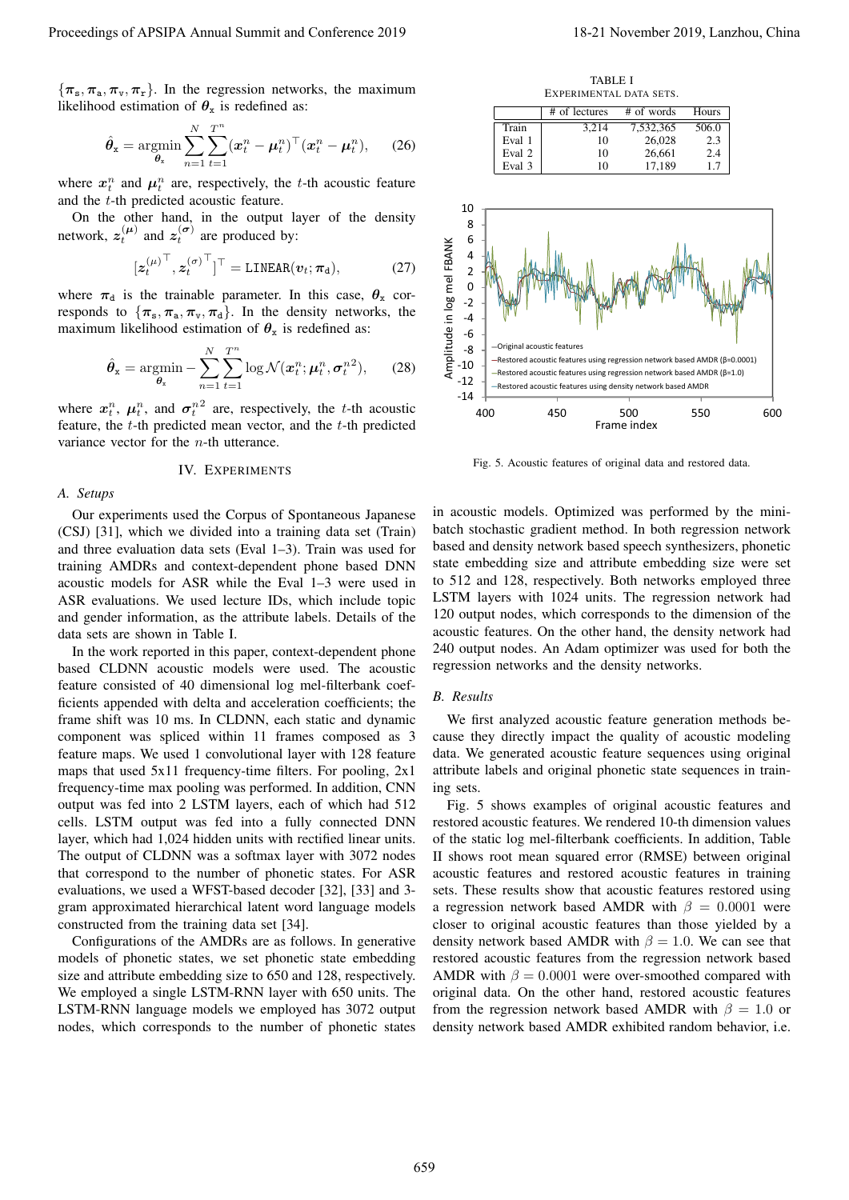$\{\boldsymbol{\pi}_{\mathtt{s}}, \boldsymbol{\pi}_{\mathtt{a}}, \boldsymbol{\pi}_{\mathtt{v}}, \boldsymbol{\pi}_{\mathtt{r}}\}$. In the regression networks, the maximum likelihood estimation of $\boldsymbol{\theta}_{\mathtt{x}}$ is redefined as:

$$\hat{\boldsymbol{\theta}}_{\mathtt{x}} = \underset{\boldsymbol{\theta}_{\mathtt{x}}}{\operatorname{argmin}} \sum_{n=1}^{N} \sum_{t=1}^{T^n} (\boldsymbol{x}_t^n - \boldsymbol{\mu}_t^n)^\top (\boldsymbol{x}_t^n - \boldsymbol{\mu}_t^n), \tag{26}$$

where $\boldsymbol{x}_t^n$ and $\boldsymbol{\mu}_t^n$ are, respectively, the $t$-th acoustic feature and the $t$-th predicted acoustic feature.

On the other hand, in the output layer of the density network, $\boldsymbol{z}_t^{(\boldsymbol{\mu})}$ and $\boldsymbol{z}_t^{(\boldsymbol{\sigma})}$ are produced by:

$$[\boldsymbol{z}_t^{(\mu)\top}, \boldsymbol{z}_t^{(\sigma)\top}]^\top = \mathtt{LINEAR}(\boldsymbol{v}_t; \boldsymbol{\pi}_{\mathtt{d}}), \tag{27}$$

where $\boldsymbol{\pi}_{\mathtt{d}}$ is the trainable parameter. In this case, $\boldsymbol{\theta}_{\mathtt{x}}$ corresponds to $\{\boldsymbol{\pi}_{\mathtt{s}}, \boldsymbol{\pi}_{\mathtt{a}}, \boldsymbol{\pi}_{\mathtt{v}}, \boldsymbol{\pi}_{\mathtt{d}}\}$. In the density networks, the maximum likelihood estimation of $\boldsymbol{\theta}_{\mathtt{x}}$ is redefined as:

$$\hat{\boldsymbol{\theta}}_{\mathtt{x}} = \underset{\boldsymbol{\theta}_{\mathtt{x}}}{\operatorname{argmin}} - \sum_{n=1}^{N} \sum_{t=1}^{T^n} \log \mathcal{N}(\boldsymbol{x}_t^n; \boldsymbol{\mu}_t^n, \boldsymbol{\sigma}_t^{n2}), \tag{28}$$

where $\boldsymbol{x}_t^n$, $\boldsymbol{\mu}_t^n$, and $\boldsymbol{\sigma}_t^{n2}$ are, respectively, the $t$-th acoustic feature, the $t$-th predicted mean vector, and the $t$-th predicted variance vector for the $n$-th utterance.

## IV. Experiments

### A. Setups

Our experiments used the Corpus of Spontaneous Japanese (CSJ) [31], which we divided into a training data set (Train) and three evaluation data sets (Eval 1–3). Train was used for training AMDRs and context-dependent phone based DNN acoustic models for ASR while the Eval 1–3 were used in ASR evaluations. We used lecture IDs, which include topic and gender information, as the attribute labels. Details of the data sets are shown in Table I.

In the work reported in this paper, context-dependent phone based CLDNN acoustic models were used. The acoustic feature consisted of 40 dimensional log mel-filterbank coefficients appended with delta and acceleration coefficients; the frame shift was 10 ms. In CLDNN, each static and dynamic component was spliced within 11 frames composed as 3 feature maps. We used 1 convolutional layer with 128 feature maps that used 5x11 frequency-time filters. For pooling, 2x1 frequency-time max pooling was performed. In addition, CNN output was fed into 2 LSTM layers, each of which had 512 cells. LSTM output was fed into a fully connected DNN layer, which had 1,024 hidden units with rectified linear units. The output of CLDNN was a softmax layer with 3072 nodes that correspond to the number of phonetic states. For ASR evaluations, we used a WFST-based decoder [32], [33] and 3-gram approximated hierarchical latent word language models constructed from the training data set [34].

Configurations of the AMDRs are as follows. In generative models of phonetic states, we set phonetic state embedding size and attribute embedding size to 650 and 128, respectively. We employed a single LSTM-RNN layer with 650 units. The LSTM-RNN language models we employed has 3072 output nodes, which corresponds to the number of phonetic states in acoustic models. Optimized was performed by the mini-batch stochastic gradient method. In both regression network based and density network based speech synthesizers, phonetic state embedding size and attribute embedding size were set to 512 and 128, respectively. Both networks employed three LSTM layers with 1024 units. The regression network had 120 output nodes, which corresponds to the dimension of the acoustic features. On the other hand, the density network had 240 output nodes. An Adam optimizer was used for both the regression networks and the density networks.

TABLE I
Experimental data sets.

| | # of lectures | # of words | Hours |
|---|---|---|---|
| Train | 3,214 | 7,532,365 | 506.0 |
| Eval 1 | 10 | 26,028 | 2.3 |
| Eval 2 | 10 | 26,661 | 2.4 |
| Eval 3 | 10 | 17,189 | 1.7 |

Fig. 5. Acoustic features of original data and restored data.

### B. Results

We first analyzed acoustic feature generation methods because they directly impact the quality of acoustic modeling data. We generated acoustic feature sequences using original attribute labels and original phonetic state sequences in training sets.

Fig. 5 shows examples of original acoustic features and restored acoustic features. We rendered 10-th dimension values of the static log mel-filterbank coefficients. In addition, Table II shows root mean squared error (RMSE) between original acoustic features and restored acoustic features in training sets. These results show that acoustic features restored using a regression network based AMDR with $\beta = 0.0001$ were closer to original acoustic features than those yielded by a density network based AMDR with $\beta = 1.0$. We can see that restored acoustic features from the regression network based AMDR with $\beta = 0.0001$ were over-smoothed compared with original data. On the other hand, restored acoustic features from the regression network based AMDR with $\beta = 1.0$ or density network based AMDR exhibited random behavior, i.e.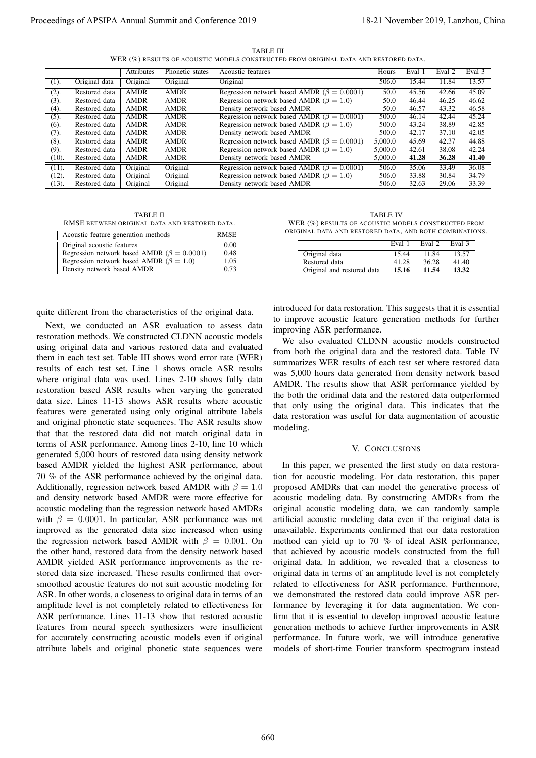TABLE III
WER (%) RESULTS OF ACOUSTIC MODELS CONSTRUCTED FROM ORIGINAL DATA AND RESTORED DATA.

| | | Attributes | Phonetic states | Acoustic features | Hours | Eval 1 | Eval 2 | Eval 3 |
|---|---|---|---|---|---|---|---|---|
| (1). | Original data | Original | Original | Original | 506.0 | 15.44 | 11.84 | 13.57 |
| (2). | Restored data | AMDR | AMDR | Regression network based AMDR ($\beta = 0.0001$) | 50.0 | 45.56 | 42.66 | 45.09 |
| (3). | Restored data | AMDR | AMDR | Regression network based AMDR ($\beta = 1.0$) | 50.0 | 46.44 | 46.25 | 46.62 |
| (4). | Restored data | AMDR | AMDR | Density network based AMDR | 50.0 | 46.57 | 43.32 | 46.58 |
| (5). | Restored data | AMDR | AMDR | Regression network based AMDR ($\beta = 0.0001$) | 500.0 | 46.14 | 42.44 | 45.24 |
| (6). | Restored data | AMDR | AMDR | Regression network based AMDR ($\beta = 1.0$) | 500.0 | 43.24 | 38.89 | 42.85 |
| (7). | Restored data | AMDR | AMDR | Density network based AMDR | 500.0 | 42.17 | 37.10 | 42.05 |
| (8). | Restored data | AMDR | AMDR | Regression network based AMDR ($\beta = 0.0001$) | 5,000.0 | 45.69 | 42.37 | 44.88 |
| (9). | Restored data | AMDR | AMDR | Regression network based AMDR ($\beta = 1.0$) | 5,000.0 | 42.61 | 38.08 | 42.24 |
| (10). | Restored data | AMDR | AMDR | Density network based AMDR | 5,000.0 | **41.28** | **36.28** | **41.40** |
| (11). | Restored data | Original | Original | Regression network based AMDR ($\beta = 0.0001$) | 506.0 | 35.06 | 33.49 | 36.08 |
| (12). | Restored data | Original | Original | Regression network based AMDR ($\beta = 1.0$) | 506.0 | 33.88 | 30.84 | 34.79 |
| (13). | Restored data | Original | Original | Density network based AMDR | 506.0 | 32.63 | 29.06 | 33.39 |

TABLE II
RMSE BETWEEN ORIGINAL DATA AND RESTORED DATA.

| Acoustic feature generation methods | RMSE |
|---|---|
| Original acoustic features | 0.00 |
| Regression network based AMDR ($\beta = 0.0001$) | 0.48 |
| Regression network based AMDR ($\beta = 1.0$) | 1.05 |
| Density network based AMDR | 0.73 |

TABLE IV
WER (%) RESULTS OF ACOUSTIC MODELS CONSTRUCTED FROM ORIGINAL DATA AND RESTORED DATA, AND BOTH COMBINATIONS.

| | Eval 1 | Eval 2 | Eval 3 |
|---|---|---|---|
| Original data | 15.44 | 11.84 | 13.57 |
| Restored data | 41.28 | 36.28 | 41.40 |
| Original and restored data | **15.16** | **11.54** | **13.32** |

quite different from the characteristics of the original data.

Next, we conducted an ASR evaluation to assess data restoration methods. We constructed CLDNN acoustic models using original data and various restored data and evaluated them in each test set. Table III shows word error rate (WER) results of each test set. Line 1 shows oracle ASR results where original data was used. Lines 2-10 shows fully data restoration based ASR results when varying the generated data size. Lines 11-13 shows ASR results where acoustic features were generated using only original attribute labels and original phonetic state sequences. The ASR results show that that the restored data did not match original data in terms of ASR performance. Among lines 2-10, line 10 which generated 5,000 hours of restored data using density network based AMDR yielded the highest ASR performance, about 70 % of the ASR performance achieved by the original data. Additionally, regression network based AMDR with $\beta = 1.0$ and density network based AMDR were more effective for acoustic modeling than the regression network based AMDRs with $\beta = 0.0001$. In particular, ASR performance was not improved as the generated data size increased when using the regression network based AMDR with $\beta = 0.001$. On the other hand, restored data from the density network based AMDR yielded ASR performance improvements as the restored data size increased. These results confirmed that over-smoothed acoustic features do not suit acoustic modeling for ASR. In other words, a closeness to original data in terms of an amplitude level is not completely related to effectiveness for ASR performance. Lines 11-13 show that restored acoustic features from neural speech synthesizers were insufficient for accurately constructing acoustic models even if original attribute labels and original phonetic state sequences were introduced for data restoration. This suggests that it is essential to improve acoustic feature generation methods for further improving ASR performance.

We also evaluated CLDNN acoustic models constructed from both the original data and the restored data. Table IV summarizes WER results of each test set where restored data was 5,000 hours data generated from density network based AMDR. The results show that ASR performance yielded by the both the oridinal data and the restored data outperformed that only using the original data. This indicates that the data restoration was useful for data augmentation of acoustic modeling.

## V. Conclusions

In this paper, we presented the first study on data restoration for acoustic modeling. For data restoration, this paper proposed AMDRs that can model the generative process of acoustic modeling data. By constructing AMDRs from the original acoustic modeling data, we can randomly sample artificial acoustic modeling data even if the original data is unavailable. Experiments confirmed that our data restoration method can yield up to 70 % of ideal ASR performance, that achieved by acoustic models constructed from the full original data. In addition, we revealed that a closeness to original data in terms of an amplitude level is not completely related to effectiveness for ASR performance. Furthermore, we demonstrated the restored data could improve ASR performance by leveraging it for data augmentation. We confirm that it is essential to develop improved acoustic feature generation methods to achieve further improvements in ASR performance. In future work, we will introduce generative models of short-time Fourier transform spectrogram instead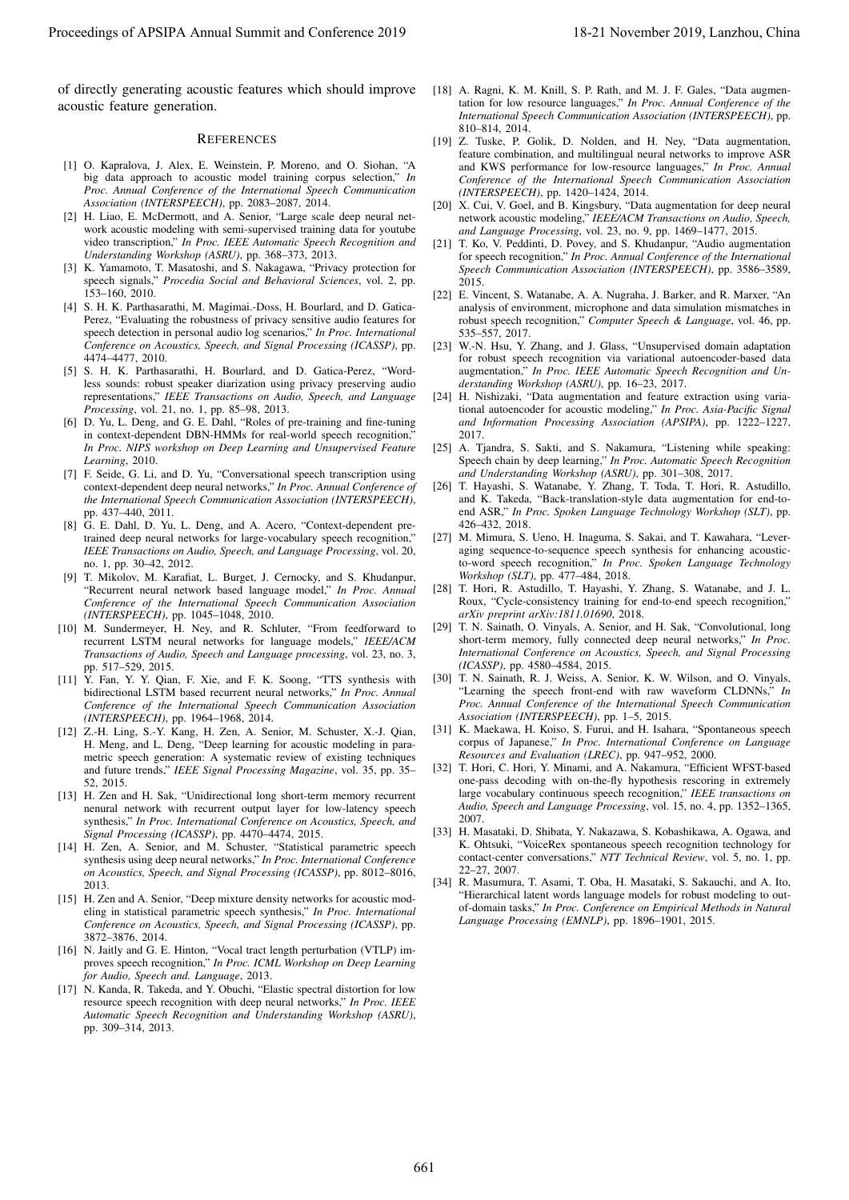of directly generating acoustic features which should improve acoustic feature generation.

## References

[1] O. Kapralova, J. Alex, E. Weinstein, P. Moreno, and O. Siohan, "A big data approach to acoustic model training corpus selection," *In Proc. Annual Conference of the International Speech Communication Association (INTERSPEECH)*, pp. 2083–2087, 2014.

[2] H. Liao, E. McDermott, and A. Senior, "Large scale deep neural network acoustic modeling with semi-supervised training data for youtube video transcription," *In Proc. IEEE Automatic Speech Recognition and Understanding Workshop (ASRU)*, pp. 368–373, 2013.

[3] K. Yamamoto, T. Masatoshi, and S. Nakagawa, "Privacy protection for speech signals," *Procedia Social and Behavioral Sciences*, vol. 2, pp. 153–160, 2010.

[4] S. H. K. Parthasarathi, M. Magimai.-Doss, H. Bourlard, and D. Gatica-Perez, "Evaluating the robustness of privacy sensitive audio features for speech detection in personal audio log scenarios," *In Proc. International Conference on Acoustics, Speech, and Signal Processing (ICASSP)*, pp. 4474–4477, 2010.

[5] S. H. K. Parthasarathi, H. Bourlard, and D. Gatica-Perez, "Wordless sounds: robust speaker diarization using privacy preserving audio representations," *IEEE Transactions on Audio, Speech, and Language Processing*, vol. 21, no. 1, pp. 85–98, 2013.

[6] D. Yu, L. Deng, and G. E. Dahl, "Roles of pre-training and fine-tuning in context-dependent DBN-HMMs for real-world speech recognition," *In Proc. NIPS workshop on Deep Learning and Unsupervised Feature Learning*, 2010.

[7] F. Seide, G. Li, and D. Yu, "Conversational speech transcription using context-dependent deep neural networks," *In Proc. Annual Conference of the International Speech Communication Association (INTERSPEECH)*, pp. 437–440, 2011.

[8] G. E. Dahl, D. Yu, L. Deng, and A. Acero, "Context-dependent pre-trained deep neural networks for large-vocabulary speech recognition," *IEEE Transactions on Audio, Speech, and Language Processing*, vol. 20, no. 1, pp. 30–42, 2012.

[9] T. Mikolov, M. Karafiat, L. Burget, J. Cernocky, and S. Khudanpur, "Recurrent neural network based language model," *In Proc. Annual Conference of the International Speech Communication Association (INTERSPEECH)*, pp. 1045–1048, 2010.

[10] M. Sundermeyer, H. Ney, and R. Schluter, "From feedforward to recurrent LSTM neural networks for language models," *IEEE/ACM Transactions of Audio, Speech and Language processing*, vol. 23, no. 3, pp. 517–529, 2015.

[11] Y. Fan, Y. Y. Qian, F. Xie, and F. K. Soong, "TTS synthesis with bidirectional LSTM based recurrent neural networks," *In Proc. Annual Conference of the International Speech Communication Association (INTERSPEECH)*, pp. 1964–1968, 2014.

[12] Z.-H. Ling, S.-Y. Kang, H. Zen, A. Senior, M. Schuster, X.-J. Qian, H. Meng, and L. Deng, "Deep learning for acoustic modeling in parametric speech generation: A systematic review of existing techniques and future trends," *IEEE Signal Processing Magazine*, vol. 35, pp. 35–52, 2015.

[13] H. Zen and H. Sak, "Unidirectional long short-term memory recurrent nenural network with recurrent output layer for low-latency speech synthesis," *In Proc. International Conference on Acoustics, Speech, and Signal Processing (ICASSP)*, pp. 4470–4474, 2015.

[14] H. Zen, A. Senior, and M. Schuster, "Statistical parametric speech synthesis using deep neural networks," *In Proc. International Conference on Acoustics, Speech, and Signal Processing (ICASSP)*, pp. 8012–8016, 2013.

[15] H. Zen and A. Senior, "Deep mixture density networks for acoustic modeling in statistical parametric speech synthesis," *In Proc. International Conference on Acoustics, Speech, and Signal Processing (ICASSP)*, pp. 3872–3876, 2014.

[16] N. Jaitly and G. E. Hinton, "Vocal tract length perturbation (VTLP) improves speech recognition," *In Proc. ICML Workshop on Deep Learning for Audio, Speech and. Language*, 2013.

[17] N. Kanda, R. Takeda, and Y. Obuchi, "Elastic spectral distortion for low resource speech recognition with deep neural networks," *In Proc. IEEE Automatic Speech Recognition and Understanding Workshop (ASRU)*, pp. 309–314, 2013.

[18] A. Ragni, K. M. Knill, S. P. Rath, and M. J. F. Gales, "Data augmentation for low resource languages," *In Proc. Annual Conference of the International Speech Communication Association (INTERSPEECH)*, pp. 810–814, 2014.

[19] Z. Tuske, P. Golik, D. Nolden, and H. Ney, "Data augmentation, feature combination, and multilingual neural networks to improve ASR and KWS performance for low-resource languages," *In Proc. Annual Conference of the International Speech Communication Association (INTERSPEECH)*, pp. 1420–1424, 2014.

[20] X. Cui, V. Goel, and B. Kingsbury, "Data augmentation for deep neural network acoustic modeling," *IEEE/ACM Transactions on Audio, Speech, and Language Processing*, vol. 23, no. 9, pp. 1469–1477, 2015.

[21] T. Ko, V. Peddinti, D. Povey, and S. Khudanpur, "Audio augmentation for speech recognition," *In Proc. Annual Conference of the International Speech Communication Association (INTERSPEECH)*, pp. 3586–3589, 2015.

[22] E. Vincent, S. Watanabe, A. A. Nugraha, J. Barker, and R. Marxer, "An analysis of environment, microphone and data simulation mismatches in robust speech recognition," *Computer Speech & Language*, vol. 46, pp. 535–557, 2017.

[23] W.-N. Hsu, Y. Zhang, and J. Glass, "Unsupervised domain adaptation for robust speech recognition via variational autoencoder-based data augmentation," *In Proc. IEEE Automatic Speech Recognition and Understanding Workshop (ASRU)*, pp. 16–23, 2017.

[24] H. Nishizaki, "Data augmentation and feature extraction using variational autoencoder for acoustic modeling," *In Proc. Asia-Pacific Signal and Information Processing Association (APSIPA)*, pp. 1222–1227, 2017.

[25] A. Tjandra, S. Sakti, and S. Nakamura, "Listening while speaking: Speech chain by deep learning," *In Proc. Automatic Speech Recognition and Understanding Workshop (ASRU)*, pp. 301–308, 2017.

[26] T. Hayashi, S. Watanabe, Y. Zhang, T. Toda, T. Hori, R. Astudillo, and K. Takeda, "Back-translation-style data augmentation for end-to-end ASR," *In Proc. Spoken Language Technology Workshop (SLT)*, pp. 426–432, 2018.

[27] M. Mimura, S. Ueno, H. Inaguma, S. Sakai, and T. Kawahara, "Leveraging sequence-to-sequence speech synthesis for enhancing acoustic-to-word speech recognition," *In Proc. Spoken Language Technology Workshop (SLT)*, pp. 477–484, 2018.

[28] T. Hori, R. Astudillo, T. Hayashi, Y. Zhang, S. Watanabe, and J. L. Roux, "Cycle-consistency training for end-to-end speech recognition," *arXiv preprint arXiv:1811.01690*, 2018.

[29] T. N. Sainath, O. Vinyals, A. Senior, and H. Sak, "Convolutional, long short-term memory, fully connected deep neural networks," *In Proc. International Conference on Acoustics, Speech, and Signal Processing (ICASSP)*, pp. 4580–4584, 2015.

[30] T. N. Sainath, R. J. Weiss, A. Senior, K. W. Wilson, and O. Vinyals, "Learning the speech front-end with raw waveform CLDNNs," *In Proc. Annual Conference of the International Speech Communication Association (INTERSPEECH)*, pp. 1–5, 2015.

[31] K. Maekawa, H. Koiso, S. Furui, and H. Isahara, "Spontaneous speech corpus of Japanese," *In Proc. International Conference on Language Resources and Evaluation (LREC)*, pp. 947–952, 2000.

[32] T. Hori, C. Hori, Y. Minami, and A. Nakamura, "Efficient WFST-based one-pass decoding with on-the-fly hypothesis rescoring in extremely large vocabulary continuous speech recognition," *IEEE transactions on Audio, Speech and Language Processing*, vol. 15, no. 4, pp. 1352–1365, 2007.

[33] H. Masataki, D. Shibata, Y. Nakazawa, S. Kobashikawa, A. Ogawa, and K. Ohtsuki, "VoiceRex spontaneous speech recognition technology for contact-center conversations," *NTT Technical Review*, vol. 5, no. 1, pp. 22–27, 2007.

[34] R. Masumura, T. Asami, T. Oba, H. Masataki, S. Sakauchi, and A. Ito, "Hierarchical latent words language models for robust modeling to out-of-domain tasks," *In Proc. Conference on Empirical Methods in Natural Language Processing (EMNLP)*, pp. 1896–1901, 2015.